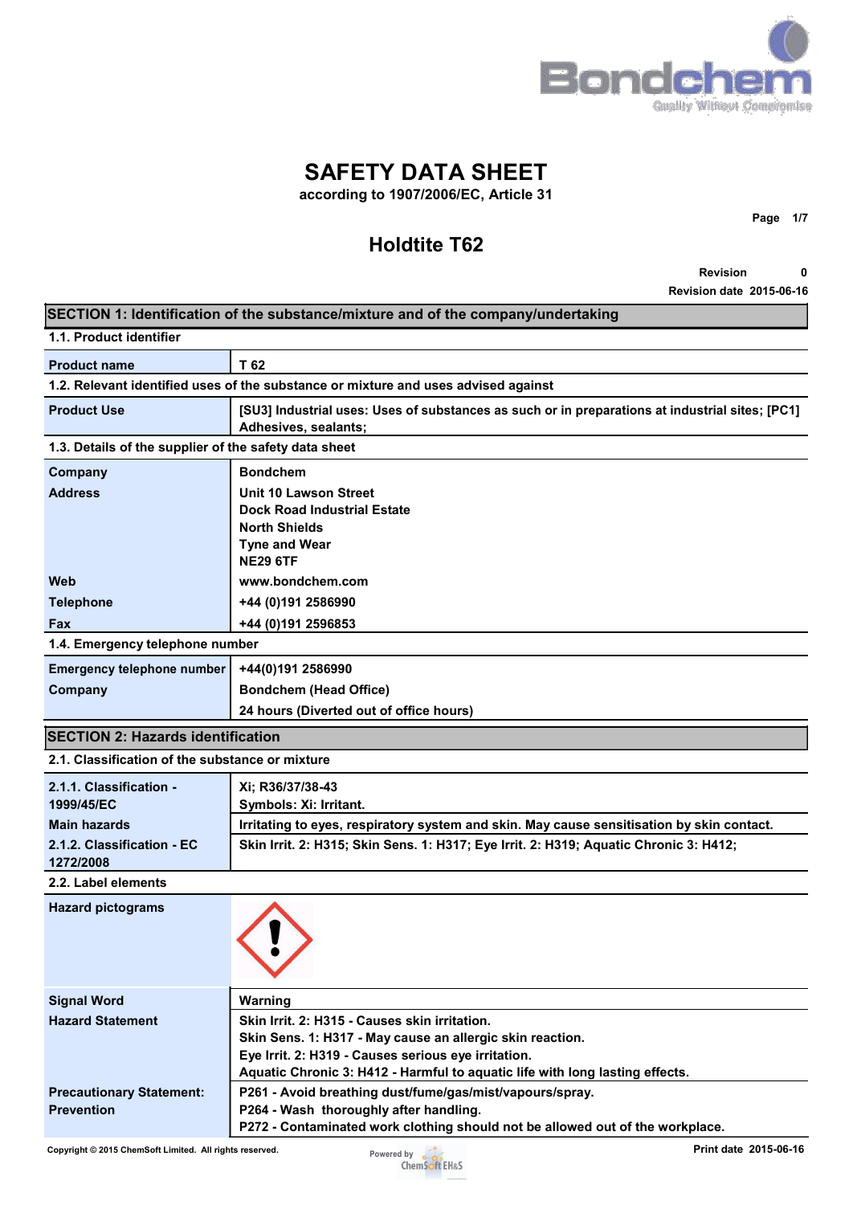# SAFETY DATA SHEET

according to 1907/2006/EC, Article 31

## Holdtite T62

Revision 0

Revision date 2015-06-16

## SECTION 1: Identification of the substance/mixture and of the company/undertaking

### 1.1. Product identifier

| | |
|---|---|
| **Product name** | T 62 |

### 1.2. Relevant identified uses of the substance or mixture and uses advised against

| | |
|---|---|
| **Product Use** | [SU3] Industrial uses: Uses of substances as such or in preparations at industrial sites; [PC1] Adhesives, sealants; |

### 1.3. Details of the supplier of the safety data sheet

| | |
|---|---|
| **Company** | Bondchem |
| **Address** | Unit 10 Lawson Street<br>Dock Road Industrial Estate<br>North Shields<br>Tyne and Wear<br>NE29 6TF |
| **Web** | www.bondchem.com |
| **Telephone** | +44 (0)191 2586990 |
| **Fax** | +44 (0)191 2596853 |

### 1.4. Emergency telephone number

| | |
|---|---|
| **Emergency telephone number** | +44(0)191 2586990 |
| **Company** | Bondchem (Head Office) |
| | 24 hours (Diverted out of office hours) |

## SECTION 2: Hazards identification

### 2.1. Classification of the substance or mixture

| | |
|---|---|
| **2.1.1. Classification - 1999/45/EC** | Xi; R36/37/38-43<br>Symbols: Xi: Irritant. |
| **Main hazards** | Irritating to eyes, respiratory system and skin. May cause sensitisation by skin contact. |
| **2.1.2. Classification - EC 1272/2008** | Skin Irrit. 2: H315; Skin Sens. 1: H317; Eye Irrit. 2: H319; Aquatic Chronic 3: H412; |

### 2.2. Label elements

| | |
|---|---|
| **Hazard pictograms** | |
| **Signal Word** | Warning |
| **Hazard Statement** | Skin Irrit. 2: H315 - Causes skin irritation.<br>Skin Sens. 1: H317 - May cause an allergic skin reaction.<br>Eye Irrit. 2: H319 - Causes serious eye irritation.<br>Aquatic Chronic 3: H412 - Harmful to aquatic life with long lasting effects. |
| **Precautionary Statement: Prevention** | P261 - Avoid breathing dust/fume/gas/mist/vapours/spray.<br>P264 - Wash thoroughly after handling.<br>P272 - Contaminated work clothing should not be allowed out of the workplace. |

Copyright © 2015 ChemSoft Limited. All rights reserved.

Print date 2015-06-16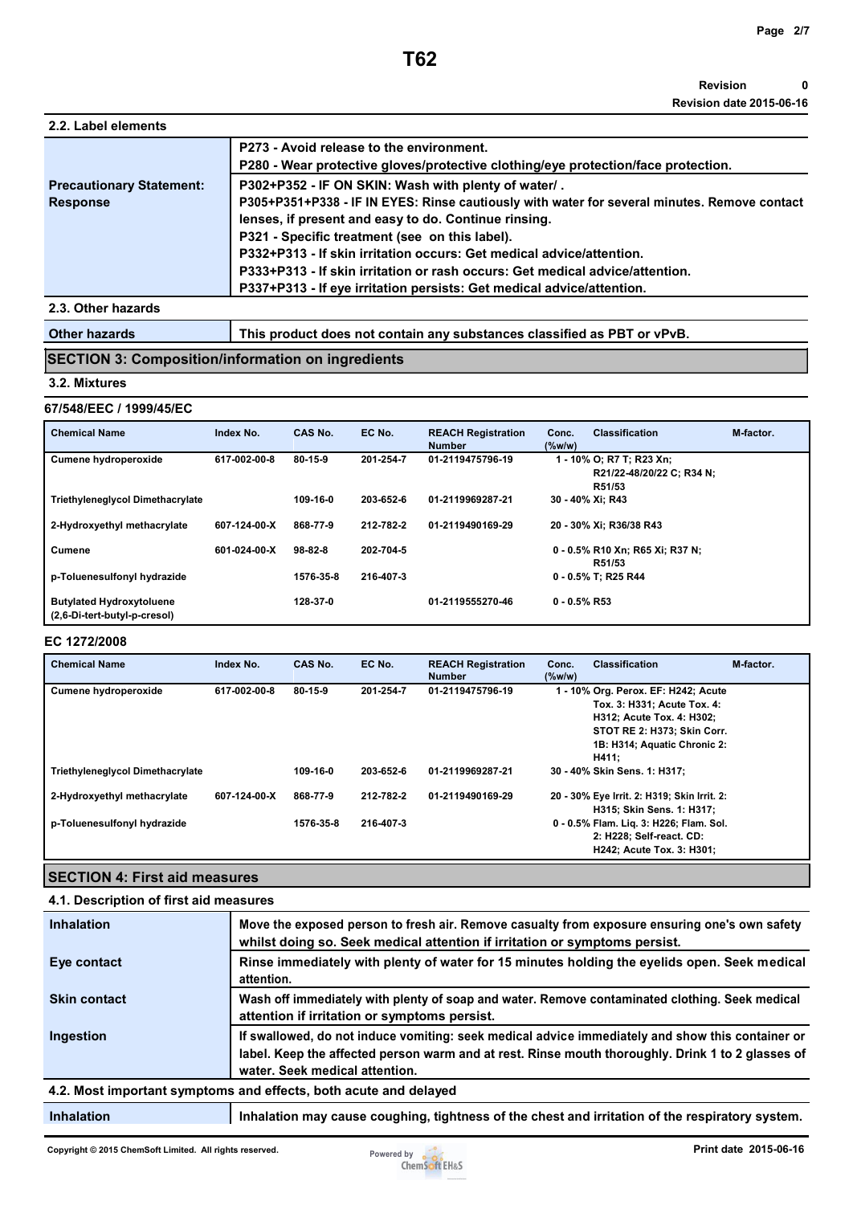### 2.2. Label elements

| | |
|---|---|
| | P273 - Avoid release to the environment.<br>P280 - Wear protective gloves/protective clothing/eye protection/face protection. |
| **Precautionary Statement: Response** | P302+P352 - IF ON SKIN: Wash with plenty of water/ .<br>P305+P351+P338 - IF IN EYES: Rinse cautiously with water for several minutes. Remove contact lenses, if present and easy to do. Continue rinsing.<br>P321 - Specific treatment (see on this label).<br>P332+P313 - If skin irritation occurs: Get medical advice/attention.<br>P333+P313 - If skin irritation or rash occurs: Get medical advice/attention.<br>P337+P313 - If eye irritation persists: Get medical advice/attention. |

### 2.3. Other hazards

| | |
|---|---|
| **Other hazards** | This product does not contain any substances classified as PBT or vPvB. |

## SECTION 3: Composition/information on ingredients

### 3.2. Mixtures

**67/548/EEC / 1999/45/EC**

| Chemical Name | Index No. | CAS No. | EC No. | REACH Registration Number | Conc. (%w/w) | Classification | M-factor. |
|---|---|---|---|---|---|---|---|
| Cumene hydroperoxide | 617-002-00-8 | 80-15-9 | 201-254-7 | 01-2119475796-19 | 1 - 10% | O; R7 T; R23 Xn; R21/22-48/20/22 C; R34 N; R51/53 | |
| Triethyleneglycol Dimethacrylate | | 109-16-0 | 203-652-6 | 01-2119969287-21 | 30 - 40% | Xi; R43 | |
| 2-Hydroxyethyl methacrylate | 607-124-00-X | 868-77-9 | 212-782-2 | 01-2119490169-29 | 20 - 30% | Xi; R36/38 R43 | |
| Cumene | 601-024-00-X | 98-82-8 | 202-704-5 | | 0 - 0.5% | R10 Xn; R65 Xi; R37 N; R51/53 | |
| p-Toluenesulfonyl hydrazide | | 1576-35-8 | 216-407-3 | | 0 - 0.5% | T; R25 R44 | |
| Butylated Hydroxytoluene (2,6-Di-tert-butyl-p-cresol) | | 128-37-0 | | 01-2119555270-46 | 0 - 0.5% | R53 | |

**EC 1272/2008**

| Chemical Name | Index No. | CAS No. | EC No. | REACH Registration Number | Conc. (%w/w) | Classification | M-factor. |
|---|---|---|---|---|---|---|---|
| Cumene hydroperoxide | 617-002-00-8 | 80-15-9 | 201-254-7 | 01-2119475796-19 | 1 - 10% | Org. Perox. EF: H242; Acute Tox. 3: H331; Acute Tox. 4: H312; Acute Tox. 4: H302; STOT RE 2: H373; Skin Corr. 1B: H314; Aquatic Chronic 2: H411; | |
| Triethyleneglycol Dimethacrylate | | 109-16-0 | 203-652-6 | 01-2119969287-21 | 30 - 40% | Skin Sens. 1: H317; | |
| 2-Hydroxyethyl methacrylate | 607-124-00-X | 868-77-9 | 212-782-2 | 01-2119490169-29 | 20 - 30% | Eye Irrit. 2: H319; Skin Irrit. 2: H315; Skin Sens. 1: H317; | |
| p-Toluenesulfonyl hydrazide | | 1576-35-8 | 216-407-3 | | 0 - 0.5% | Flam. Liq. 3: H226; Flam. Sol. 2: H228; Self-react. CD: H242; Acute Tox. 3: H301; | |

## SECTION 4: First aid measures

### 4.1. Description of first aid measures

| | |
|---|---|
| **Inhalation** | Move the exposed person to fresh air. Remove casualty from exposure ensuring one's own safety whilst doing so. Seek medical attention if irritation or symptoms persist. |
| **Eye contact** | Rinse immediately with plenty of water for 15 minutes holding the eyelids open. Seek medical attention. |
| **Skin contact** | Wash off immediately with plenty of soap and water. Remove contaminated clothing. Seek medical attention if irritation or symptoms persist. |
| **Ingestion** | If swallowed, do not induce vomiting: seek medical advice immediately and show this container or label. Keep the affected person warm and at rest. Rinse mouth thoroughly. Drink 1 to 2 glasses of water. Seek medical attention. |

### 4.2. Most important symptoms and effects, both acute and delayed

| | |
|---|---|
| **Inhalation** | Inhalation may cause coughing, tightness of the chest and irritation of the respiratory system. |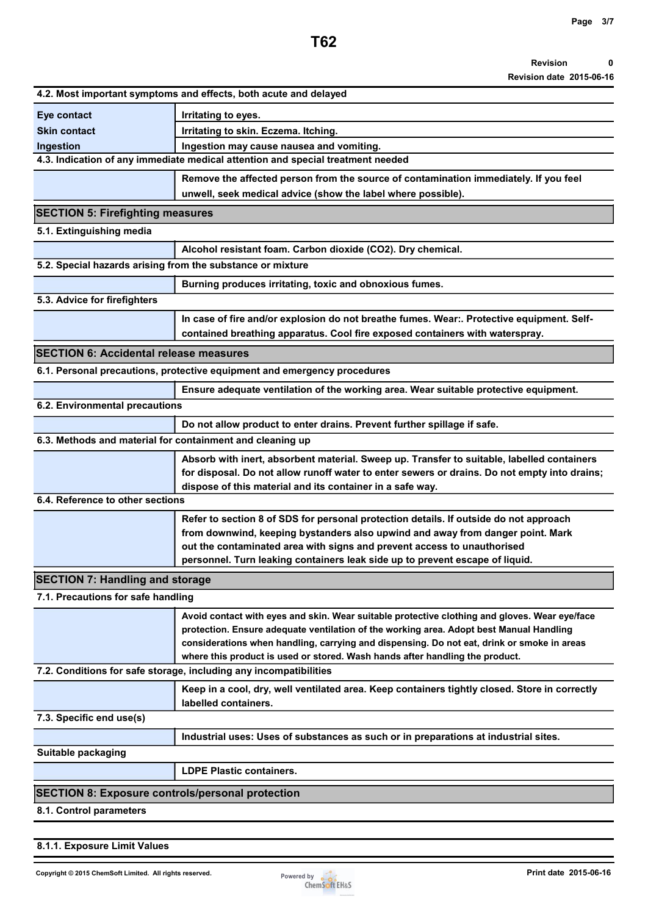### 4.2. Most important symptoms and effects, both acute and delayed

| | |
|---|---|
| **Eye contact** | Irritating to eyes. |
| **Skin contact** | Irritating to skin. Eczema. Itching. |
| **Ingestion** | Ingestion may cause nausea and vomiting. |

### 4.3. Indication of any immediate medical attention and special treatment needed

Remove the affected person from the source of contamination immediately. If you feel unwell, seek medical advice (show the label where possible).

## SECTION 5: Firefighting measures

### 5.1. Extinguishing media

Alcohol resistant foam. Carbon dioxide ($CO_2$). Dry chemical.

### 5.2. Special hazards arising from the substance or mixture

Burning produces irritating, toxic and obnoxious fumes.

### 5.3. Advice for firefighters

In case of fire and/or explosion do not breathe fumes. Wear:. Protective equipment. Self-contained breathing apparatus. Cool fire exposed containers with waterspray.

## SECTION 6: Accidental release measures

### 6.1. Personal precautions, protective equipment and emergency procedures

Ensure adequate ventilation of the working area. Wear suitable protective equipment.

### 6.2. Environmental precautions

Do not allow product to enter drains. Prevent further spillage if safe.

### 6.3. Methods and material for containment and cleaning up

Absorb with inert, absorbent material. Sweep up. Transfer to suitable, labelled containers for disposal. Do not allow runoff water to enter sewers or drains. Do not empty into drains; dispose of this material and its container in a safe way.

### 6.4. Reference to other sections

Refer to section 8 of SDS for personal protection details. If outside do not approach from downwind, keeping bystanders also upwind and away from danger point. Mark out the contaminated area with signs and prevent access to unauthorised personnel. Turn leaking containers leak side up to prevent escape of liquid.

## SECTION 7: Handling and storage

### 7.1. Precautions for safe handling

Avoid contact with eyes and skin. Wear suitable protective clothing and gloves. Wear eye/face protection. Ensure adequate ventilation of the working area. Adopt best Manual Handling considerations when handling, carrying and dispensing. Do not eat, drink or smoke in areas where this product is used or stored. Wash hands after handling the product.

### 7.2. Conditions for safe storage, including any incompatibilities

Keep in a cool, dry, well ventilated area. Keep containers tightly closed. Store in correctly labelled containers.

### 7.3. Specific end use(s)

Industrial uses: Uses of substances as such or in preparations at industrial sites.

**Suitable packaging**

LDPE Plastic containers.

## SECTION 8: Exposure controls/personal protection

### 8.1. Control parameters

#### 8.1.1. Exposure Limit Values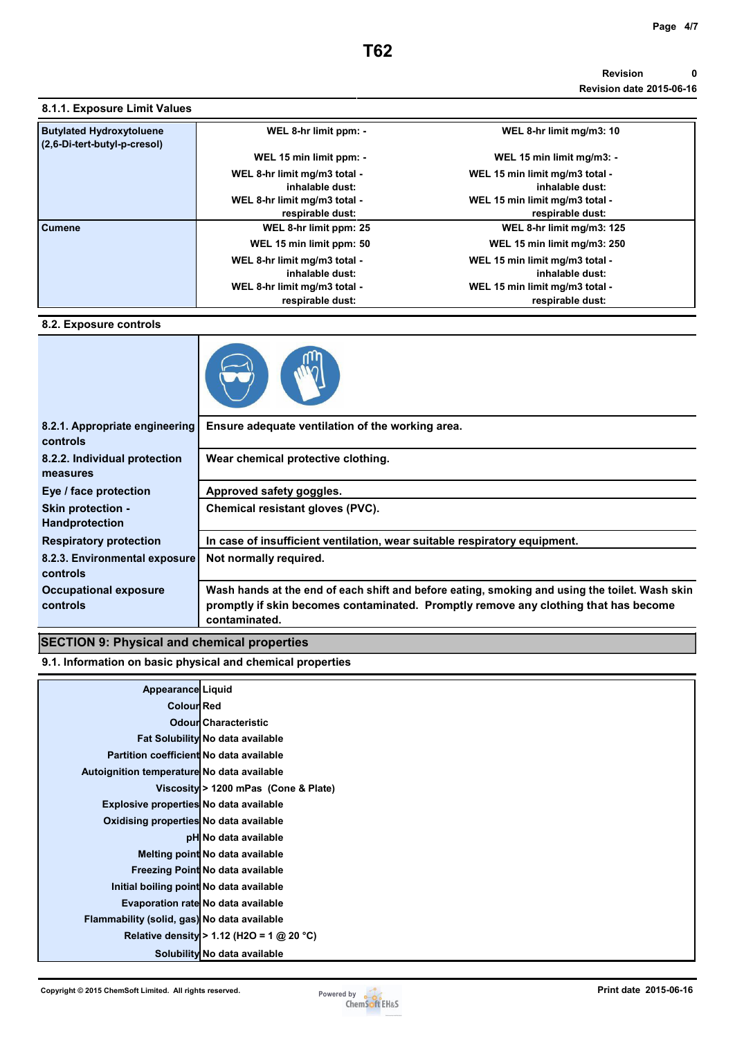#### 8.1.1. Exposure Limit Values

| Substance | | |
|---|---|---|
| **Butylated Hydroxytoluene (2,6-Di-tert-butyl-p-cresol)** | WEL 8-hr limit ppm: - | WEL 8-hr limit mg/m3: 10 |
| | WEL 15 min limit ppm: - | WEL 15 min limit mg/m3: - |
| | WEL 8-hr limit mg/m3 total - inhalable dust: | WEL 15 min limit mg/m3 total - inhalable dust: |
| | WEL 8-hr limit mg/m3 total - respirable dust: | WEL 15 min limit mg/m3 total - respirable dust: |
| **Cumene** | WEL 8-hr limit ppm: 25 | WEL 8-hr limit mg/m3: 125 |
| | WEL 15 min limit ppm: 50 | WEL 15 min limit mg/m3: 250 |
| | WEL 8-hr limit mg/m3 total - inhalable dust: | WEL 15 min limit mg/m3 total - inhalable dust: |
| | WEL 8-hr limit mg/m3 total - respirable dust: | WEL 15 min limit mg/m3 total - respirable dust: |

#### 8.2. Exposure controls

| | |
|---|---|
| **8.2.1. Appropriate engineering controls** | Ensure adequate ventilation of the working area. |
| **8.2.2. Individual protection measures** | Wear chemical protective clothing. |
| **Eye / face protection** | Approved safety goggles. |
| **Skin protection - Handprotection** | Chemical resistant gloves (PVC). |
| **Respiratory protection** | In case of insufficient ventilation, wear suitable respiratory equipment. |
| **8.2.3. Environmental exposure controls** | Not normally required. |
| **Occupational exposure controls** | Wash hands at the end of each shift and before eating, smoking and using the toilet. Wash skin promptly if skin becomes contaminated. Promptly remove any clothing that has become contaminated. |

## SECTION 9: Physical and chemical properties

#### 9.1. Information on basic physical and chemical properties

| Property | Value |
|---|---|
| Appearance | Liquid |
| Colour | Red |
| Odour | Characteristic |
| Fat Solubility | No data available |
| Partition coefficient | No data available |
| Autoignition temperature | No data available |
| Viscosity | > 1200 mPas (Cone & Plate) |
| Explosive properties | No data available |
| Oxidising properties | No data available |
| pH | No data available |
| Melting point | No data available |
| Freezing Point | No data available |
| Initial boiling point | No data available |
| Evaporation rate | No data available |
| Flammability (solid, gas) | No data available |
| Relative density | > 1.12 ($H_2O$ = 1 @ 20 °C) |
| Solubility | No data available |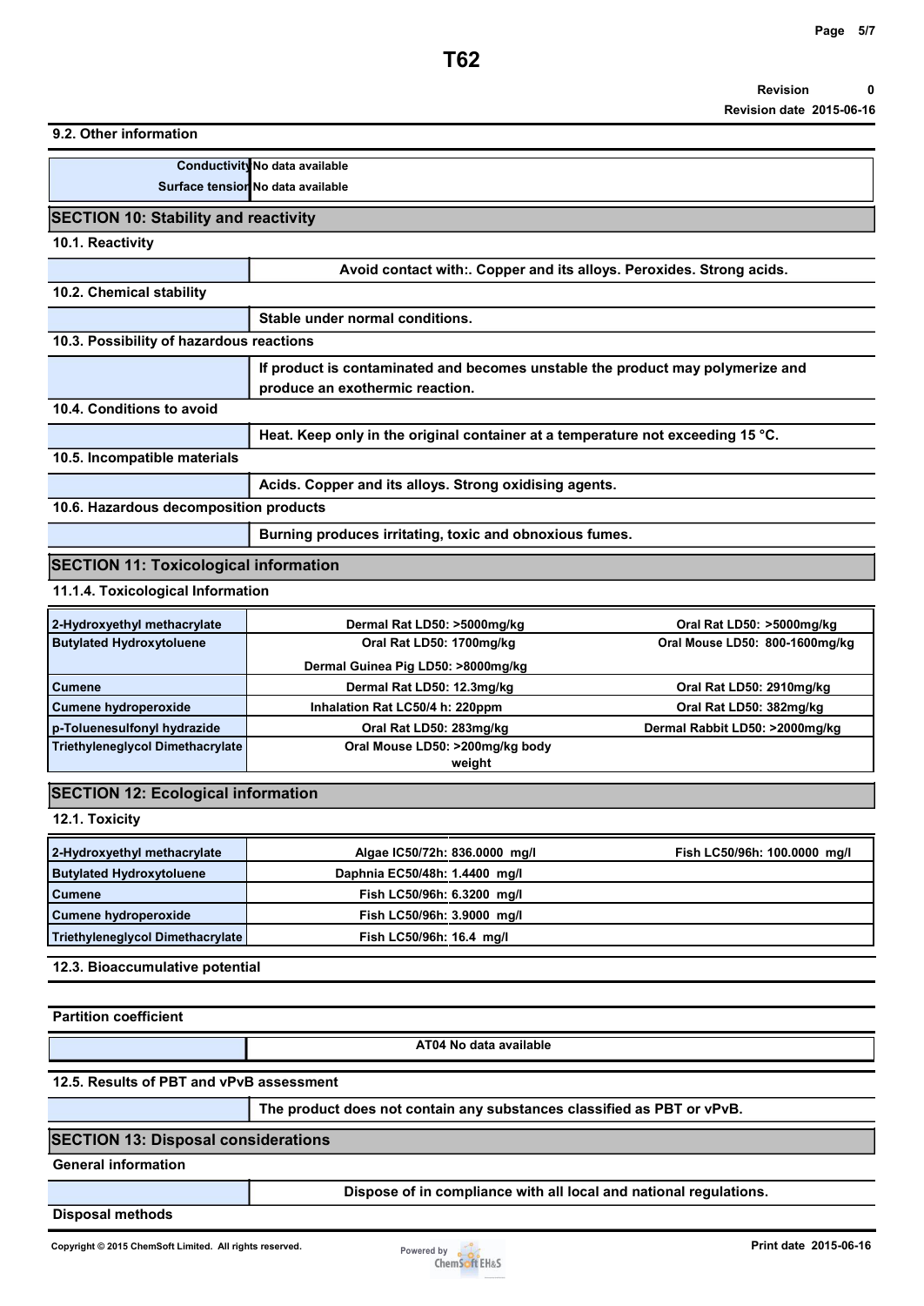### 9.2. Other information

| | |
|---|---|
| Conductivity | No data available |
| Surface tension | No data available |

## SECTION 10: Stability and reactivity

### 10.1. Reactivity

Avoid contact with:. Copper and its alloys. Peroxides. Strong acids.

### 10.2. Chemical stability

Stable under normal conditions.

### 10.3. Possibility of hazardous reactions

If product is contaminated and becomes unstable the product may polymerize and produce an exothermic reaction.

### 10.4. Conditions to avoid

Heat. Keep only in the original container at a temperature not exceeding 15 °C.

### 10.5. Incompatible materials

Acids. Copper and its alloys. Strong oxidising agents.

### 10.6. Hazardous decomposition products

Burning produces irritating, toxic and obnoxious fumes.

## SECTION 11: Toxicological information

### 11.1.4. Toxicological Information

| | | |
|---|---|---|
| 2-Hydroxyethyl methacrylate | Dermal Rat LD50: >5000mg/kg | Oral Rat LD50: >5000mg/kg |
| Butylated Hydroxytoluene | Oral Rat LD50: 1700mg/kg | Oral Mouse LD50: 800-1600mg/kg |
| | Dermal Guinea Pig LD50: >8000mg/kg | |
| Cumene | Dermal Rat LD50: 12.3mg/kg | Oral Rat LD50: 2910mg/kg |
| Cumene hydroperoxide | Inhalation Rat LC50/4 h: 220ppm | Oral Rat LD50: 382mg/kg |
| p-Toluenesulfonyl hydrazide | Oral Rat LD50: 283mg/kg | Dermal Rabbit LD50: >2000mg/kg |
| Triethyleneglycol Dimethacrylate | Oral Mouse LD50: >200mg/kg body weight | |

## SECTION 12: Ecological information

### 12.1. Toxicity

| | | |
|---|---|---|
| 2-Hydroxyethyl methacrylate | Algae IC50/72h: 836.0000 mg/l | Fish LC50/96h: 100.0000 mg/l |
| Butylated Hydroxytoluene | Daphnia EC50/48h: 1.4400 mg/l | |
| Cumene | Fish LC50/96h: 6.3200 mg/l | |
| Cumene hydroperoxide | Fish LC50/96h: 3.9000 mg/l | |
| Triethyleneglycol Dimethacrylate | Fish LC50/96h: 16.4 mg/l | |

### 12.3. Bioaccumulative potential

**Partition coefficient**

AT04 No data available

### 12.5. Results of PBT and vPvB assessment

The product does not contain any substances classified as PBT or vPvB.

## SECTION 13: Disposal considerations

**General information**

Dispose of in compliance with all local and national regulations.

**Disposal methods**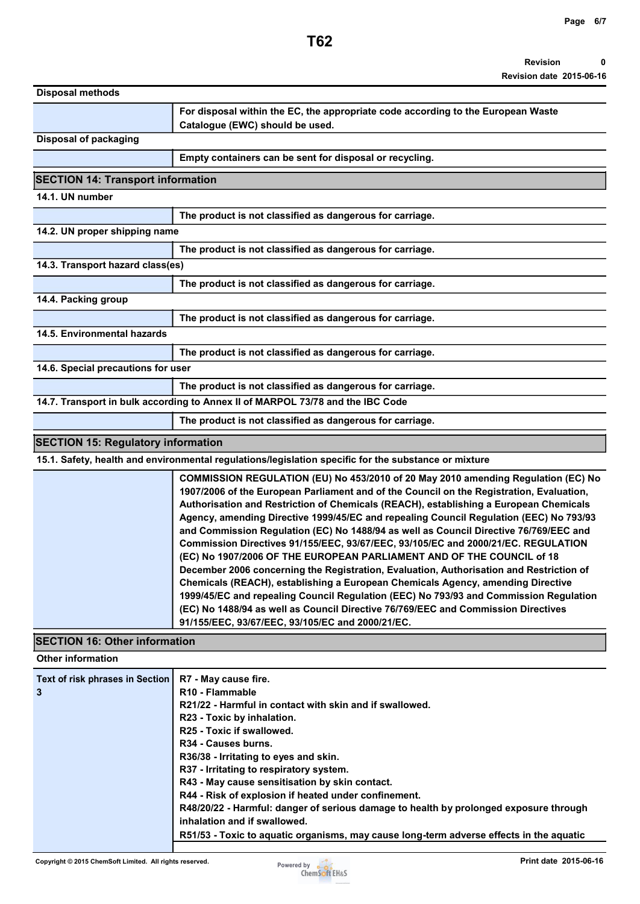**Disposal methods**

| | |
|---|---|
| | For disposal within the EC, the appropriate code according to the European Waste Catalogue (EWC) should be used. |

**Disposal of packaging**

| | |
|---|---|
| | Empty containers can be sent for disposal or recycling. |

## SECTION 14: Transport information

**14.1. UN number**

| | |
|---|---|
| | The product is not classified as dangerous for carriage. |

**14.2. UN proper shipping name**

| | |
|---|---|
| | The product is not classified as dangerous for carriage. |

**14.3. Transport hazard class(es)**

| | |
|---|---|
| | The product is not classified as dangerous for carriage. |

**14.4. Packing group**

| | |
|---|---|
| | The product is not classified as dangerous for carriage. |

**14.5. Environmental hazards**

| | |
|---|---|
| | The product is not classified as dangerous for carriage. |

**14.6. Special precautions for user**

| | |
|---|---|
| | The product is not classified as dangerous for carriage. |

**14.7. Transport in bulk according to Annex II of MARPOL 73/78 and the IBC Code**

| | |
|---|---|
| | The product is not classified as dangerous for carriage. |

## SECTION 15: Regulatory information

**15.1. Safety, health and environmental regulations/legislation specific for the substance or mixture**

| | |
|---|---|
| | COMMISSION REGULATION (EU) No 453/2010 of 20 May 2010 amending Regulation (EC) No 1907/2006 of the European Parliament and of the Council on the Registration, Evaluation, Authorisation and Restriction of Chemicals (REACH), establishing a European Chemicals Agency, amending Directive 1999/45/EC and repealing Council Regulation (EEC) No 793/93 and Commission Regulation (EC) No 1488/94 as well as Council Directive 76/769/EEC and Commission Directives 91/155/EEC, 93/67/EEC, 93/105/EC and 2000/21/EC. REGULATION (EC) No 1907/2006 OF THE EUROPEAN PARLIAMENT AND OF THE COUNCIL of 18 December 2006 concerning the Registration, Evaluation, Authorisation and Restriction of Chemicals (REACH), establishing a European Chemicals Agency, amending Directive 1999/45/EC and repealing Council Regulation (EEC) No 793/93 and Commission Regulation (EC) No 1488/94 as well as Council Directive 76/769/EEC and Commission Directives 91/155/EEC, 93/67/EEC, 93/105/EC and 2000/21/EC. |

## SECTION 16: Other information

**Other information**

| | |
|---|---|
| Text of risk phrases in Section 3 | R7 - May cause fire.<br>R10 - Flammable<br>R21/22 - Harmful in contact with skin and if swallowed.<br>R23 - Toxic by inhalation.<br>R25 - Toxic if swallowed.<br>R34 - Causes burns.<br>R36/38 - Irritating to eyes and skin.<br>R37 - Irritating to respiratory system.<br>R43 - May cause sensitisation by skin contact.<br>R44 - Risk of explosion if heated under confinement.<br>R48/20/22 - Harmful: danger of serious damage to health by prolonged exposure through inhalation and if swallowed.<br>R51/53 - Toxic to aquatic organisms, may cause long-term adverse effects in the aquatic |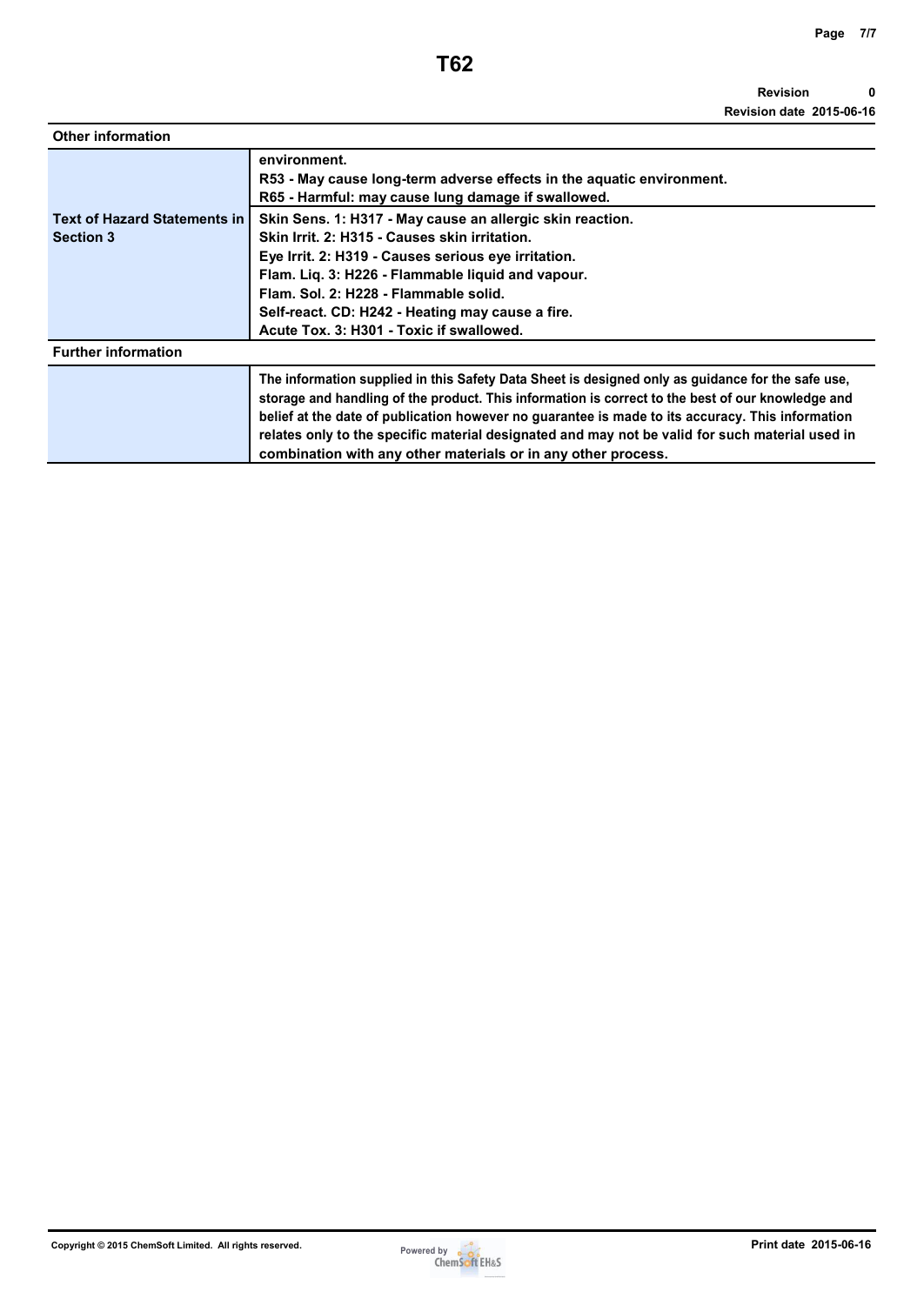## Other information

| | |
|---|---|
| | environment.<br>R53 - May cause long-term adverse effects in the aquatic environment.<br>R65 - Harmful: may cause lung damage if swallowed. |
| **Text of Hazard Statements in Section 3** | Skin Sens. 1: H317 - May cause an allergic skin reaction.<br>Skin Irrit. 2: H315 - Causes skin irritation.<br>Eye Irrit. 2: H319 - Causes serious eye irritation.<br>Flam. Liq. 3: H226 - Flammable liquid and vapour.<br>Flam. Sol. 2: H228 - Flammable solid.<br>Self-react. CD: H242 - Heating may cause a fire.<br>Acute Tox. 3: H301 - Toxic if swallowed. |

## Further information

| | |
|---|---|
| | The information supplied in this Safety Data Sheet is designed only as guidance for the safe use, storage and handling of the product. This information is correct to the best of our knowledge and belief at the date of publication however no guarantee is made to its accuracy. This information relates only to the specific material designated and may not be valid for such material used in combination with any other materials or in any other process. |